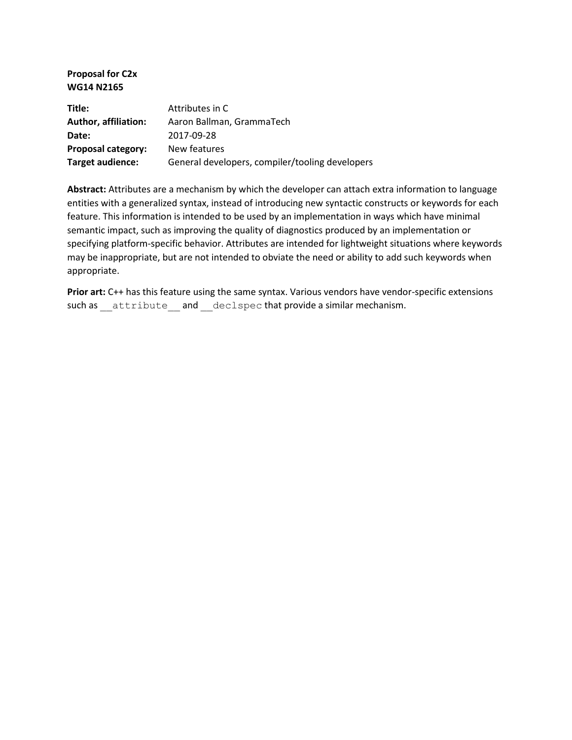**Proposal for C2x**
**WG14 N2165**

| | |
|---|---|
| **Title:** | Attributes in C |
| **Author, affiliation:** | Aaron Ballman, GrammaTech |
| **Date:** | 2017-09-28 |
| **Proposal category:** | New features |
| **Target audience:** | General developers, compiler/tooling developers |

**Abstract:** Attributes are a mechanism by which the developer can attach extra information to language entities with a generalized syntax, instead of introducing new syntactic constructs or keywords for each feature. This information is intended to be used by an implementation in ways which have minimal semantic impact, such as improving the quality of diagnostics produced by an implementation or specifying platform-specific behavior. Attributes are intended for lightweight situations where keywords may be inappropriate, but are not intended to obviate the need or ability to add such keywords when appropriate.

**Prior art:** C++ has this feature using the same syntax. Various vendors have vendor-specific extensions such as `__attribute__` and `__declspec` that provide a similar mechanism.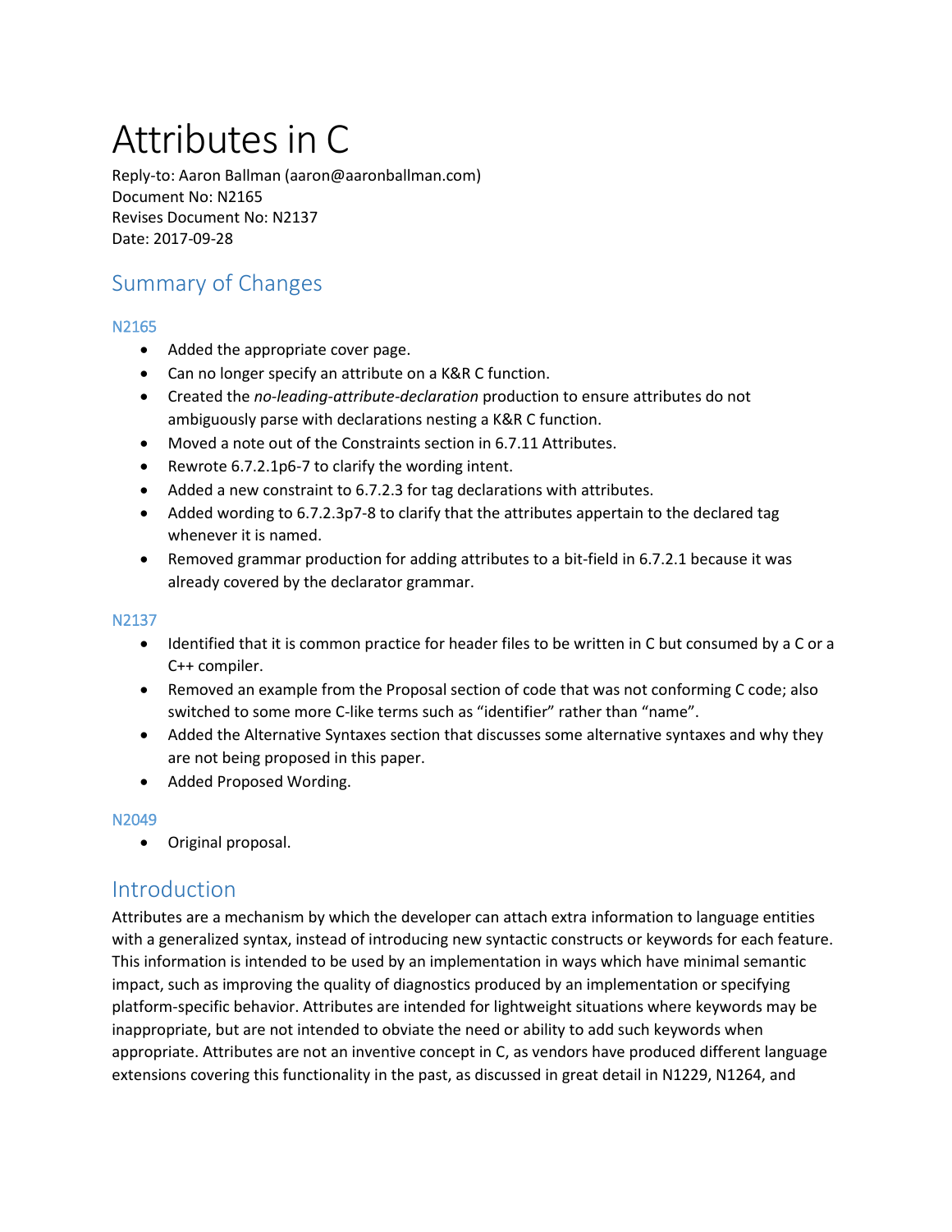# Attributes in C

Reply-to: Aaron Ballman (aaron@aaronballman.com)
Document No: N2165
Revises Document No: N2137
Date: 2017-09-28

## Summary of Changes

### N2165

- Added the appropriate cover page.
- Can no longer specify an attribute on a K&R C function.
- Created the *no-leading-attribute-declaration* production to ensure attributes do not ambiguously parse with declarations nesting a K&R C function.
- Moved a note out of the Constraints section in 6.7.11 Attributes.
- Rewrote 6.7.2.1p6-7 to clarify the wording intent.
- Added a new constraint to 6.7.2.3 for tag declarations with attributes.
- Added wording to 6.7.2.3p7-8 to clarify that the attributes appertain to the declared tag whenever it is named.
- Removed grammar production for adding attributes to a bit-field in 6.7.2.1 because it was already covered by the declarator grammar.

### N2137

- Identified that it is common practice for header files to be written in C but consumed by a C or a C++ compiler.
- Removed an example from the Proposal section of code that was not conforming C code; also switched to some more C-like terms such as "identifier" rather than "name".
- Added the Alternative Syntaxes section that discusses some alternative syntaxes and why they are not being proposed in this paper.
- Added Proposed Wording.

### N2049

- Original proposal.

## Introduction

Attributes are a mechanism by which the developer can attach extra information to language entities with a generalized syntax, instead of introducing new syntactic constructs or keywords for each feature. This information is intended to be used by an implementation in ways which have minimal semantic impact, such as improving the quality of diagnostics produced by an implementation or specifying platform-specific behavior. Attributes are intended for lightweight situations where keywords may be inappropriate, but are not intended to obviate the need or ability to add such keywords when appropriate. Attributes are not an inventive concept in C, as vendors have produced different language extensions covering this functionality in the past, as discussed in great detail in N1229, N1264, and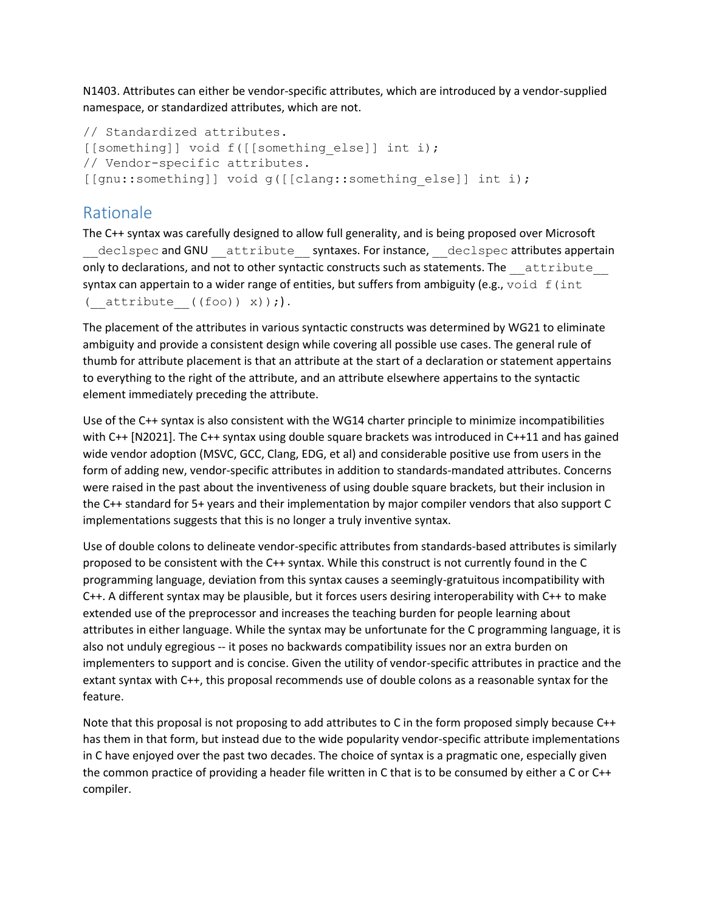N1403. Attributes can either be vendor-specific attributes, which are introduced by a vendor-supplied namespace, or standardized attributes, which are not.

```
// Standardized attributes.
[[something]] void f([[something_else]] int i);
// Vendor-specific attributes.
[[gnu::something]] void g([[clang::something_else]] int i);
```

## Rationale

The C++ syntax was carefully designed to allow full generality, and is being proposed over Microsoft `__declspec` and GNU `__attribute__` syntaxes. For instance, `__declspec` attributes appertain only to declarations, and not to other syntactic constructs such as statements. The `__attribute__` syntax can appertain to a wider range of entities, but suffers from ambiguity (e.g., `void f(int (__attribute__((foo)) x));`).

The placement of the attributes in various syntactic constructs was determined by WG21 to eliminate ambiguity and provide a consistent design while covering all possible use cases. The general rule of thumb for attribute placement is that an attribute at the start of a declaration or statement appertains to everything to the right of the attribute, and an attribute elsewhere appertains to the syntactic element immediately preceding the attribute.

Use of the C++ syntax is also consistent with the WG14 charter principle to minimize incompatibilities with C++ [N2021]. The C++ syntax using double square brackets was introduced in C++11 and has gained wide vendor adoption (MSVC, GCC, Clang, EDG, et al) and considerable positive use from users in the form of adding new, vendor-specific attributes in addition to standards-mandated attributes. Concerns were raised in the past about the inventiveness of using double square brackets, but their inclusion in the C++ standard for 5+ years and their implementation by major compiler vendors that also support C implementations suggests that this is no longer a truly inventive syntax.

Use of double colons to delineate vendor-specific attributes from standards-based attributes is similarly proposed to be consistent with the C++ syntax. While this construct is not currently found in the C programming language, deviation from this syntax causes a seemingly-gratuitous incompatibility with C++. A different syntax may be plausible, but it forces users desiring interoperability with C++ to make extended use of the preprocessor and increases the teaching burden for people learning about attributes in either language. While the syntax may be unfortunate for the C programming language, it is also not unduly egregious -- it poses no backwards compatibility issues nor an extra burden on implementers to support and is concise. Given the utility of vendor-specific attributes in practice and the extant syntax with C++, this proposal recommends use of double colons as a reasonable syntax for the feature.

Note that this proposal is not proposing to add attributes to C in the form proposed simply because C++ has them in that form, but instead due to the wide popularity vendor-specific attribute implementations in C have enjoyed over the past two decades. The choice of syntax is a pragmatic one, especially given the common practice of providing a header file written in C that is to be consumed by either a C or C++ compiler.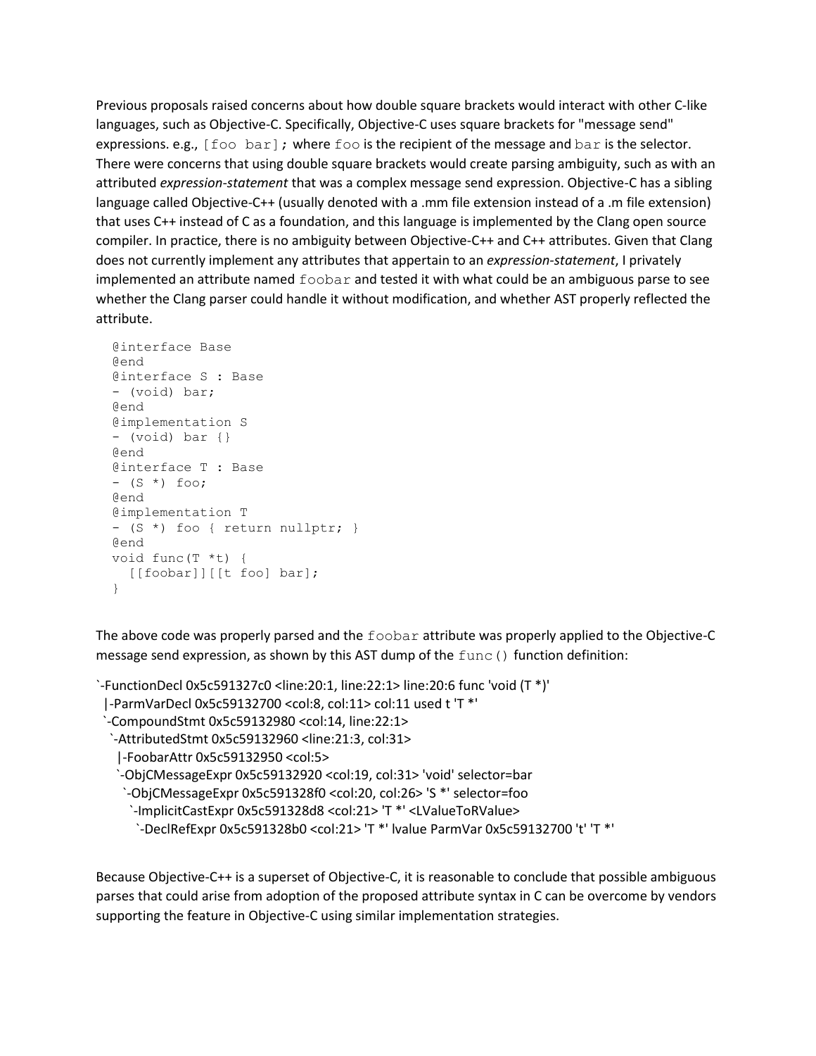Previous proposals raised concerns about how double square brackets would interact with other C-like languages, such as Objective-C. Specifically, Objective-C uses square brackets for "message send" expressions. e.g., `[foo bar];` where `foo` is the recipient of the message and `bar` is the selector. There were concerns that using double square brackets would create parsing ambiguity, such as with an attributed *expression-statement* that was a complex message send expression. Objective-C has a sibling language called Objective-C++ (usually denoted with a .mm file extension instead of a .m file extension) that uses C++ instead of C as a foundation, and this language is implemented by the Clang open source compiler. In practice, there is no ambiguity between Objective-C++ and C++ attributes. Given that Clang does not currently implement any attributes that appertain to an *expression-statement*, I privately implemented an attribute named `foobar` and tested it with what could be an ambiguous parse to see whether the Clang parser could handle it without modification, and whether AST properly reflected the attribute.

```
@interface Base
@end
@interface S : Base
- (void) bar;
@end
@implementation S
- (void) bar {}
@end
@interface T : Base
- (S *) foo;
@end
@implementation T
- (S *) foo { return nullptr; }
@end
void func(T *t) {
  [[foobar]][[t foo] bar];
}
```

The above code was properly parsed and the `foobar` attribute was properly applied to the Objective-C message send expression, as shown by this AST dump of the `func()` function definition:

```
`-FunctionDecl 0x5c591327c0 <line:20:1, line:22:1> line:20:6 func 'void (T *)'
  |-ParmVarDecl 0x5c59132700 <col:8, col:11> col:11 used t 'T *'
  `-CompoundStmt 0x5c59132980 <col:14, line:22:1>
    `-AttributedStmt 0x5c59132960 <line:21:3, col:31>
      |-FoobarAttr 0x5c59132950 <col:5>
      `-ObjCMessageExpr 0x5c59132920 <col:19, col:31> 'void' selector=bar
        `-ObjCMessageExpr 0x5c591328f0 <col:20, col:26> 'S *' selector=foo
          `-ImplicitCastExpr 0x5c591328d8 <col:21> 'T *' <LValueToRValue>
            `-DeclRefExpr 0x5c591328b0 <col:21> 'T *' lvalue ParmVar 0x5c59132700 't' 'T *'
```

Because Objective-C++ is a superset of Objective-C, it is reasonable to conclude that possible ambiguous parses that could arise from adoption of the proposed attribute syntax in C can be overcome by vendors supporting the feature in Objective-C using similar implementation strategies.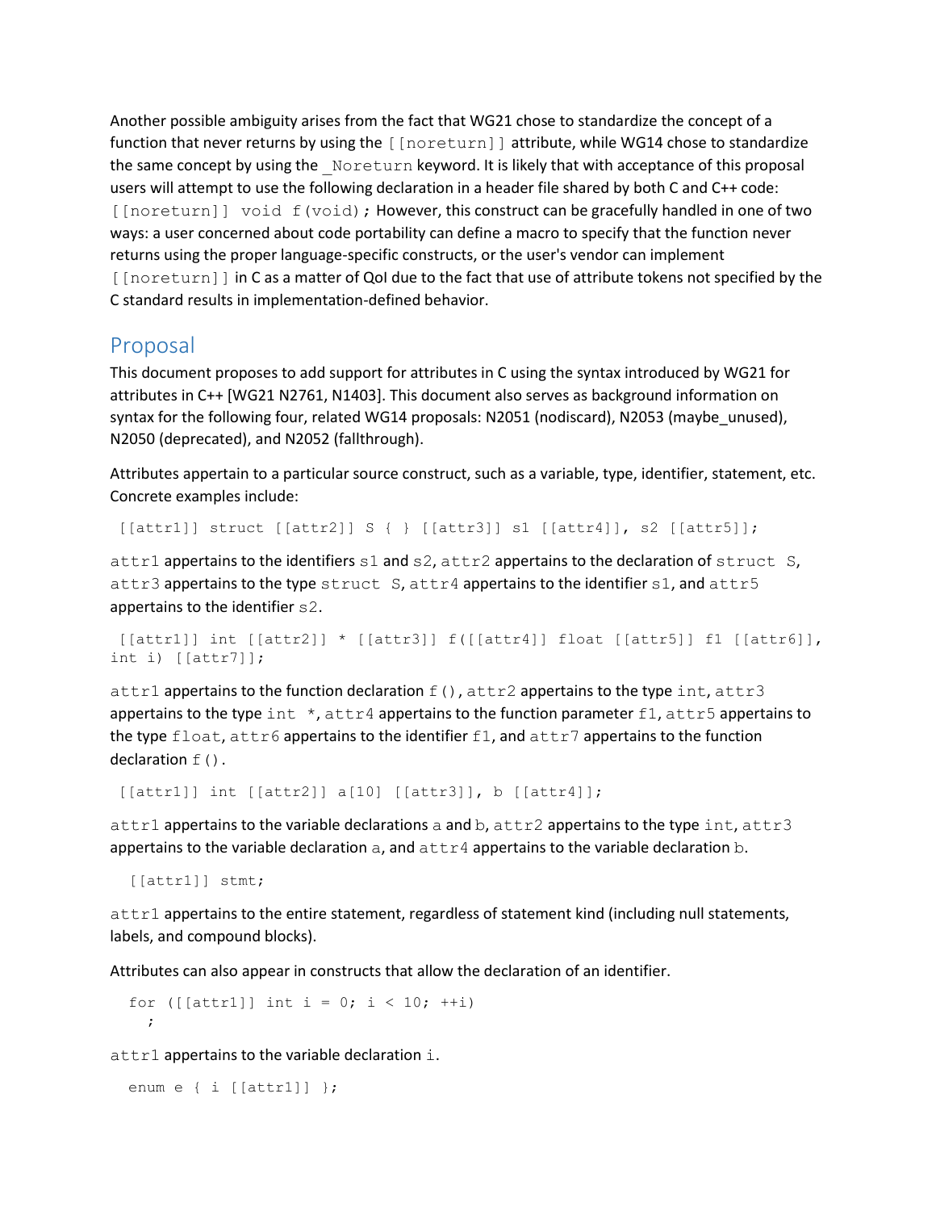Another possible ambiguity arises from the fact that WG21 chose to standardize the concept of a function that never returns by using the `[[noreturn]]` attribute, while WG14 chose to standardize the same concept by using the `_Noreturn` keyword. It is likely that with acceptance of this proposal users will attempt to use the following declaration in a header file shared by both C and C++ code: `[[noreturn]] void f(void);` However, this construct can be gracefully handled in one of two ways: a user concerned about code portability can define a macro to specify that the function never returns using the proper language-specific constructs, or the user's vendor can implement `[[noreturn]]` in C as a matter of QoI due to the fact that use of attribute tokens not specified by the C standard results in implementation-defined behavior.

## Proposal

This document proposes to add support for attributes in C using the syntax introduced by WG21 for attributes in C++ [WG21 N2761, N1403]. This document also serves as background information on syntax for the following four, related WG14 proposals: N2051 (nodiscard), N2053 (maybe_unused), N2050 (deprecated), and N2052 (fallthrough).

Attributes appertain to a particular source construct, such as a variable, type, identifier, statement, etc. Concrete examples include:

```
[[attr1]] struct [[attr2]] S { } [[attr3]] s1 [[attr4]], s2 [[attr5]];
```

`attr1` appertains to the identifiers `s1` and `s2`, `attr2` appertains to the declaration of `struct S`, `attr3` appertains to the type `struct S`, `attr4` appertains to the identifier `s1`, and `attr5` appertains to the identifier `s2`.

```
[[attr1]] int [[attr2]] * [[attr3]] f([[attr4]] float [[attr5]] f1 [[attr6]],
int i) [[attr7]];
```

`attr1` appertains to the function declaration `f()`, `attr2` appertains to the type `int`, `attr3` appertains to the type `int *`, `attr4` appertains to the function parameter `f1`, `attr5` appertains to the type `float`, `attr6` appertains to the identifier `f1`, and `attr7` appertains to the function declaration `f()`.

```
[[attr1]] int [[attr2]] a[10] [[attr3]], b [[attr4]];
```

`attr1` appertains to the variable declarations `a` and `b`, `attr2` appertains to the type `int`, `attr3` appertains to the variable declaration `a`, and `attr4` appertains to the variable declaration `b`.

```
[[attr1]] stmt;
```

`attr1` appertains to the entire statement, regardless of statement kind (including null statements, labels, and compound blocks).

Attributes can also appear in constructs that allow the declaration of an identifier.

```
for ([[attr1]] int i = 0; i < 10; ++i)
  ;
```

`attr1` appertains to the variable declaration `i`.

```
enum e { i [[attr1]] };
```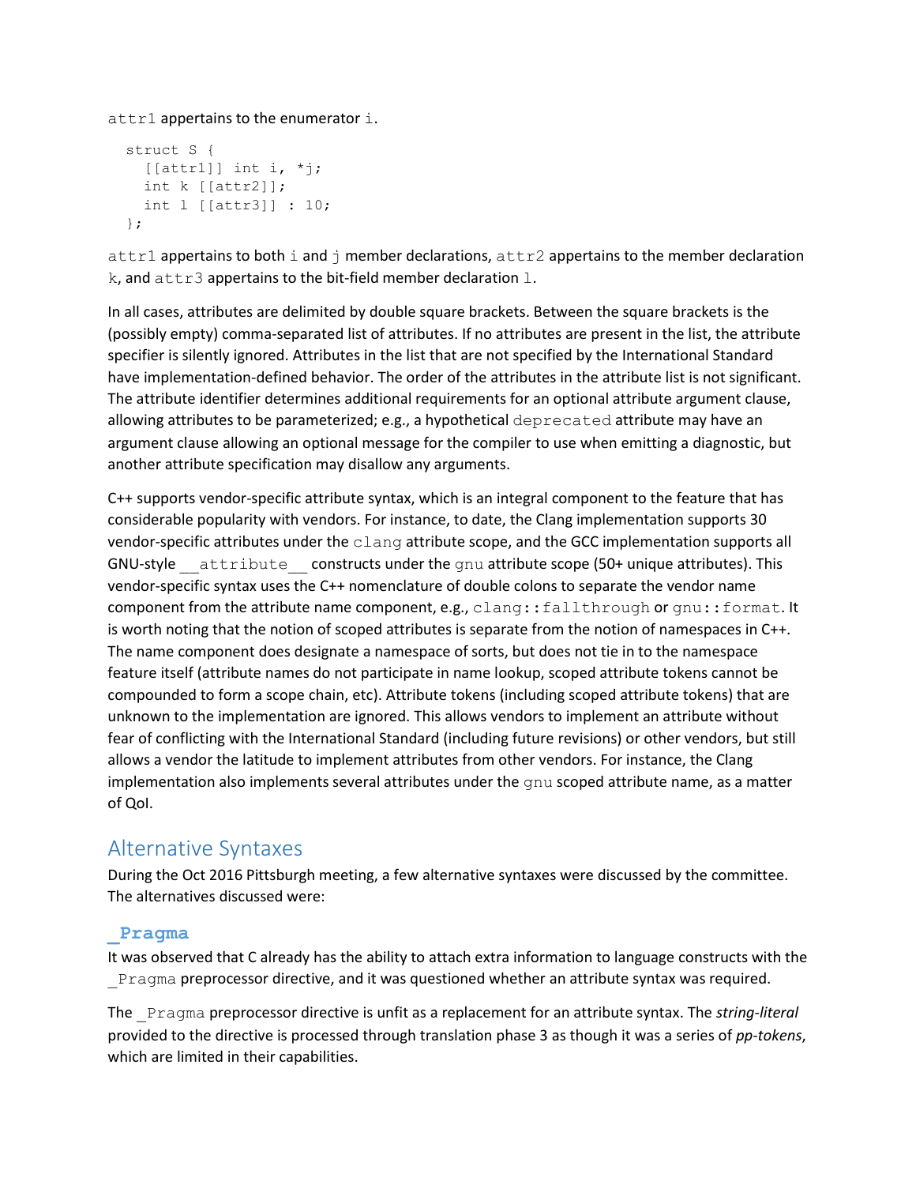`attr1` appertains to the enumerator `i`.

```
struct S {
  [[attr1]] int i, *j;
  int k [[attr2]];
  int l [[attr3]] : 10;
};
```

`attr1` appertains to both `i` and `j` member declarations, `attr2` appertains to the member declaration `k`, and `attr3` appertains to the bit-field member declaration `l`.

In all cases, attributes are delimited by double square brackets. Between the square brackets is the (possibly empty) comma-separated list of attributes. If no attributes are present in the list, the attribute specifier is silently ignored. Attributes in the list that are not specified by the International Standard have implementation-defined behavior. The order of the attributes in the attribute list is not significant. The attribute identifier determines additional requirements for an optional attribute argument clause, allowing attributes to be parameterized; e.g., a hypothetical `deprecated` attribute may have an argument clause allowing an optional message for the compiler to use when emitting a diagnostic, but another attribute specification may disallow any arguments.

C++ supports vendor-specific attribute syntax, which is an integral component to the feature that has considerable popularity with vendors. For instance, to date, the Clang implementation supports 30 vendor-specific attributes under the `clang` attribute scope, and the GCC implementation supports all GNU-style `__attribute__` constructs under the `gnu` attribute scope (50+ unique attributes). This vendor-specific syntax uses the C++ nomenclature of double colons to separate the vendor name component from the attribute name component, e.g., `clang::fallthrough` or `gnu::format`. It is worth noting that the notion of scoped attributes is separate from the notion of namespaces in C++. The name component does designate a namespace of sorts, but does not tie in to the namespace feature itself (attribute names do not participate in name lookup, scoped attribute tokens cannot be compounded to form a scope chain, etc). Attribute tokens (including scoped attribute tokens) that are unknown to the implementation are ignored. This allows vendors to implement an attribute without fear of conflicting with the International Standard (including future revisions) or other vendors, but still allows a vendor the latitude to implement attributes from other vendors. For instance, the Clang implementation also implements several attributes under the `gnu` scoped attribute name, as a matter of QoI.

## Alternative Syntaxes

During the Oct 2016 Pittsburgh meeting, a few alternative syntaxes were discussed by the committee. The alternatives discussed were:

### `_Pragma`

It was observed that C already has the ability to attach extra information to language constructs with the `_Pragma` preprocessor directive, and it was questioned whether an attribute syntax was required.

The `_Pragma` preprocessor directive is unfit as a replacement for an attribute syntax. The *string-literal* provided to the directive is processed through translation phase 3 as though it was a series of *pp-tokens*, which are limited in their capabilities.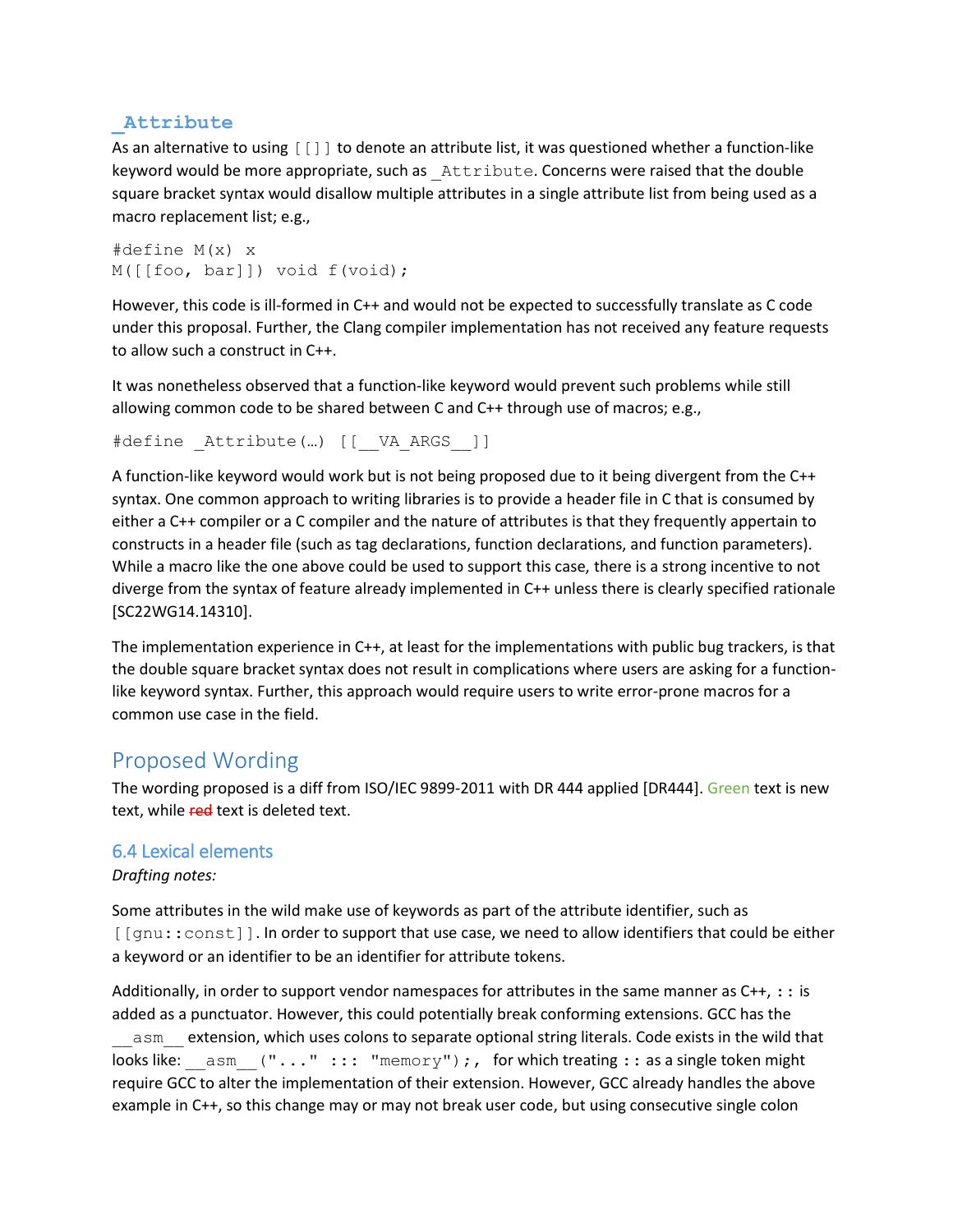### `_Attribute`

As an alternative to using `[[]]` to denote an attribute list, it was questioned whether a function-like keyword would be more appropriate, such as `_Attribute`. Concerns were raised that the double square bracket syntax would disallow multiple attributes in a single attribute list from being used as a macro replacement list; e.g.,

```
#define M(x) x
M([[foo, bar]]) void f(void);
```

However, this code is ill-formed in C++ and would not be expected to successfully translate as C code under this proposal. Further, the Clang compiler implementation has not received any feature requests to allow such a construct in C++.

It was nonetheless observed that a function-like keyword would prevent such problems while still allowing common code to be shared between C and C++ through use of macros; e.g.,

```
#define _Attribute(…) [[__VA_ARGS__]]
```

A function-like keyword would work but is not being proposed due to it being divergent from the C++ syntax. One common approach to writing libraries is to provide a header file in C that is consumed by either a C++ compiler or a C compiler and the nature of attributes is that they frequently appertain to constructs in a header file (such as tag declarations, function declarations, and function parameters). While a macro like the one above could be used to support this case, there is a strong incentive to not diverge from the syntax of feature already implemented in C++ unless there is clearly specified rationale [SC22WG14.14310].

The implementation experience in C++, at least for the implementations with public bug trackers, is that the double square bracket syntax does not result in complications where users are asking for a function-like keyword syntax. Further, this approach would require users to write error-prone macros for a common use case in the field.

## Proposed Wording

The wording proposed is a diff from ISO/IEC 9899-2011 with DR 444 applied [DR444]. Green text is new text, while ~~red~~ text is deleted text.

### 6.4 Lexical elements

*Drafting notes:*

Some attributes in the wild make use of keywords as part of the attribute identifier, such as `[[gnu::const]]`. In order to support that use case, we need to allow identifiers that could be either a keyword or an identifier to be an identifier for attribute tokens.

Additionally, in order to support vendor namespaces for attributes in the same manner as C++, `::` is added as a punctuator. However, this could potentially break conforming extensions. GCC has the `__asm__` extension, which uses colons to separate optional string literals. Code exists in the wild that looks like: `__asm__("..." ::: "memory");`, for which treating `::` as a single token might require GCC to alter the implementation of their extension. However, GCC already handles the above example in C++, so this change may or may not break user code, but using consecutive single colon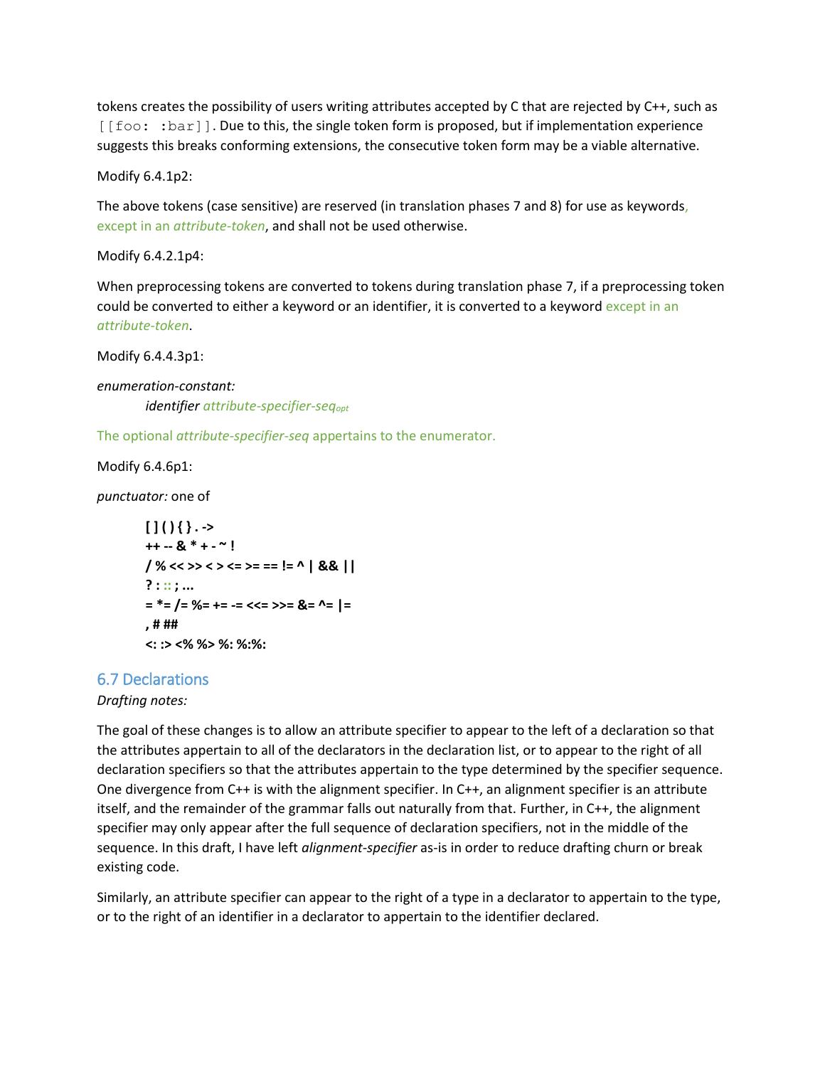tokens creates the possibility of users writing attributes accepted by C that are rejected by C++, such as `[[foo: :bar]]`. Due to this, the single token form is proposed, but if implementation experience suggests this breaks conforming extensions, the consecutive token form may be a viable alternative.

Modify 6.4.1p2:

The above tokens (case sensitive) are reserved (in translation phases 7 and 8) for use as keywords, except in an *attribute-token*, and shall not be used otherwise.

Modify 6.4.2.1p4:

When preprocessing tokens are converted to tokens during translation phase 7, if a preprocessing token could be converted to either a keyword or an identifier, it is converted to a keyword except in an *attribute-token*.

Modify 6.4.4.3p1:

*enumeration-constant:*
  *identifier attribute-specifier-seq*$_{opt}$

The optional *attribute-specifier-seq* appertains to the enumerator.

Modify 6.4.6p1:

*punctuator:* one of

**[ ] ( ) { } . ->**
**++ -- & * + - ~ !**
**/ % << >> < > <= >= == != ^ | && ||**
**? : :: ; ...**
**= *= /= %= += -= <<= >>= &= ^= |=**
**, # ##**
**<: :> <% %> %: %:%:**

## 6.7 Declarations

*Drafting notes:*

The goal of these changes is to allow an attribute specifier to appear to the left of a declaration so that the attributes appertain to all of the declarators in the declaration list, or to appear to the right of all declaration specifiers so that the attributes appertain to the type determined by the specifier sequence. One divergence from C++ is with the alignment specifier. In C++, an alignment specifier is an attribute itself, and the remainder of the grammar falls out naturally from that. Further, in C++, the alignment specifier may only appear after the full sequence of declaration specifiers, not in the middle of the sequence. In this draft, I have left *alignment-specifier* as-is in order to reduce drafting churn or break existing code.

Similarly, an attribute specifier can appear to the right of a type in a declarator to appertain to the type, or to the right of an identifier in a declarator to appertain to the identifier declared.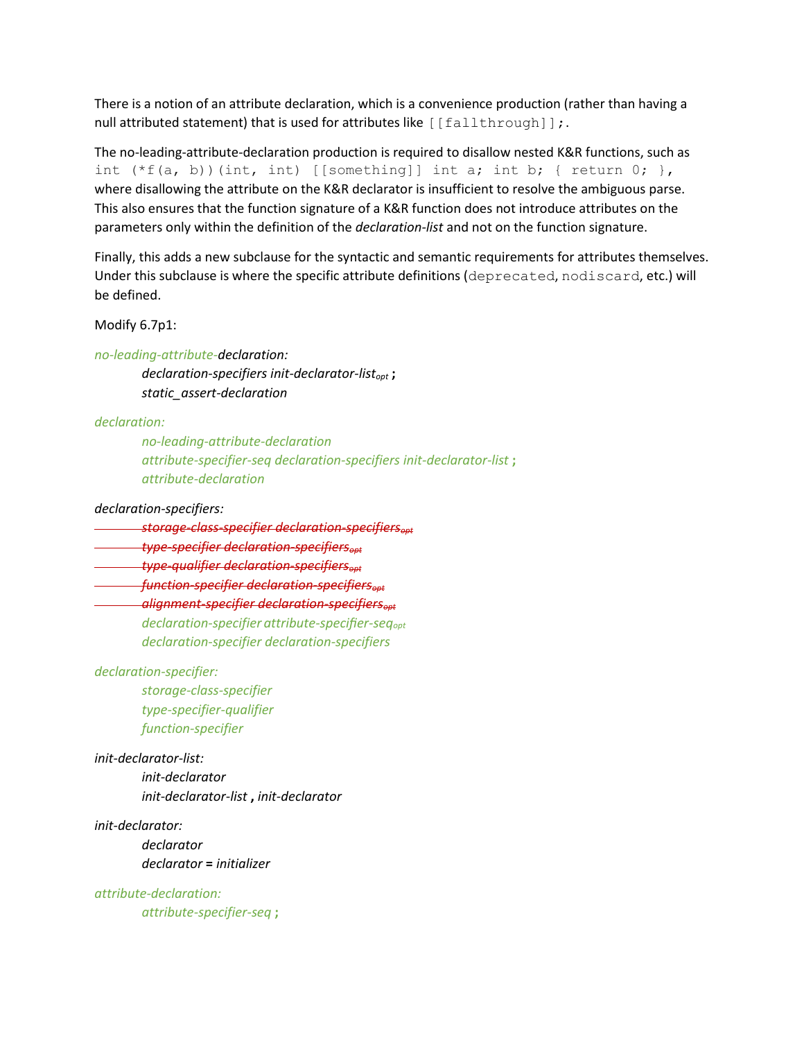There is a notion of an attribute declaration, which is a convenience production (rather than having a null attributed statement) that is used for attributes like `[[fallthrough]];`.

The no-leading-attribute-declaration production is required to disallow nested K&R functions, such as `int (*f(a, b))(int, int) [[something]] int a; int b; { return 0; }`, where disallowing the attribute on the K&R declarator is insufficient to resolve the ambiguous parse. This also ensures that the function signature of a K&R function does not introduce attributes on the parameters only within the definition of the *declaration-list* and not on the function signature.

Finally, this adds a new subclause for the syntactic and semantic requirements for attributes themselves. Under this subclause is where the specific attribute definitions (`deprecated`, `nodiscard`, etc.) will be defined.

Modify 6.7p1:

*no-leading-attribute-declaration:*
> *declaration-specifiers init-declarator-list$_{opt}$* **;**
> *static_assert-declaration*

*declaration:*
> *no-leading-attribute-declaration*
> *attribute-specifier-seq declaration-specifiers init-declarator-list* **;**
> *attribute-declaration*

*declaration-specifiers:*
> ~~*storage-class-specifier declaration-specifiers$_{opt}$*~~
> ~~*type-specifier declaration-specifiers$_{opt}$*~~
> ~~*type-qualifier declaration-specifiers$_{opt}$*~~
> ~~*function-specifier declaration-specifiers$_{opt}$*~~
> ~~*alignment-specifier declaration-specifiers$_{opt}$*~~
> *declaration-specifier attribute-specifier-seq$_{opt}$*
> *declaration-specifier declaration-specifiers*

*declaration-specifier:*
> *storage-class-specifier*
> *type-specifier-qualifier*
> *function-specifier*

*init-declarator-list:*
> *init-declarator*
> *init-declarator-list* **,** *init-declarator*

*init-declarator:*
> *declarator*
> *declarator* **=** *initializer*

*attribute-declaration:*
> *attribute-specifier-seq* **;**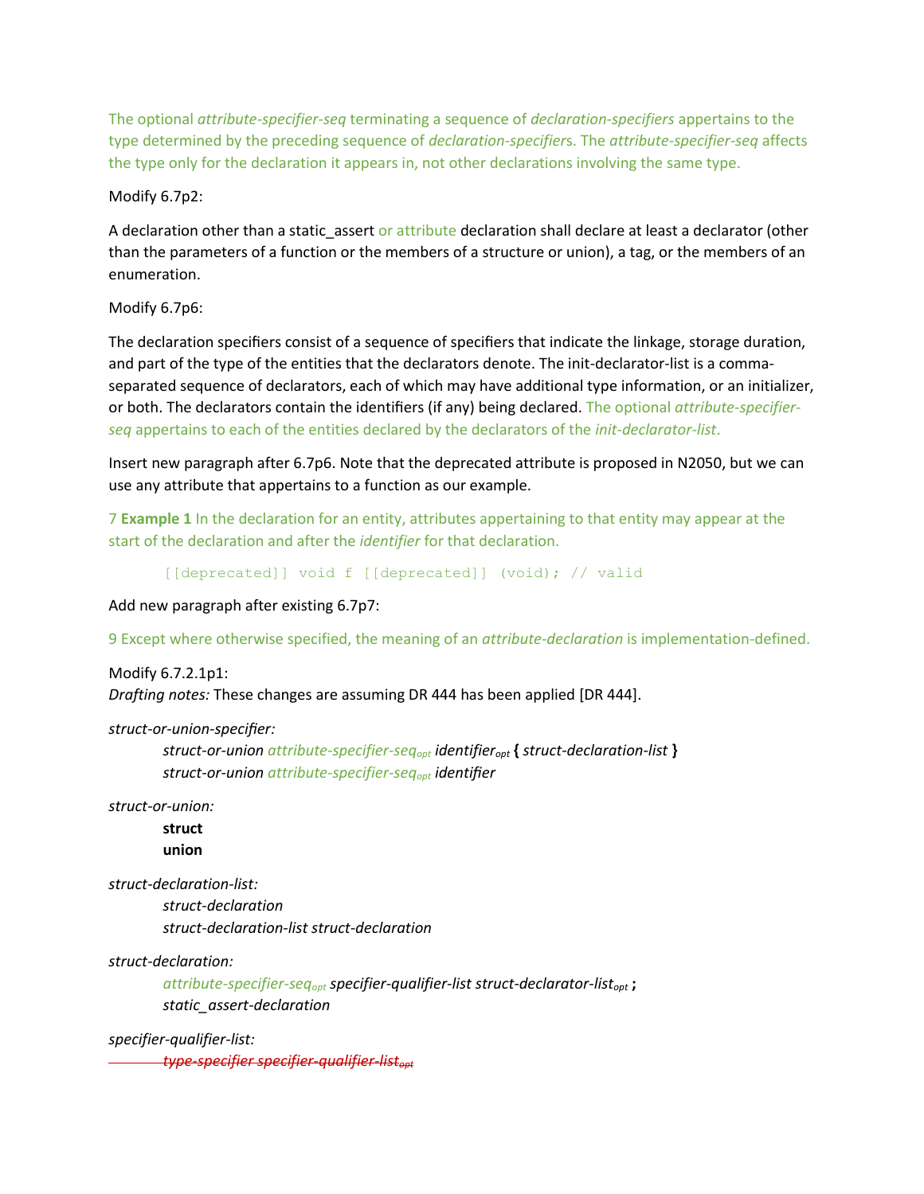The optional *attribute-specifier-seq* terminating a sequence of *declaration-specifiers* appertains to the type determined by the preceding sequence of *declaration-specifier*s. The *attribute-specifier-seq* affects the type only for the declaration it appears in, not other declarations involving the same type.

Modify 6.7p2:

A declaration other than a static_assert or attribute declaration shall declare at least a declarator (other than the parameters of a function or the members of a structure or union), a tag, or the members of an enumeration.

Modify 6.7p6:

The declaration specifiers consist of a sequence of specifiers that indicate the linkage, storage duration, and part of the type of the entities that the declarators denote. The init-declarator-list is a comma-separated sequence of declarators, each of which may have additional type information, or an initializer, or both. The declarators contain the identifiers (if any) being declared. The optional *attribute-specifier-seq* appertains to each of the entities declared by the declarators of the *init-declarator-list*.

Insert new paragraph after 6.7p6. Note that the deprecated attribute is proposed in N2050, but we can use any attribute that appertains to a function as our example.

7 **Example 1** In the declaration for an entity, attributes appertaining to that entity may appear at the start of the declaration and after the *identifier* for that declaration.

```
[[deprecated]] void f [[deprecated]] (void); // valid
```

Add new paragraph after existing 6.7p7:

9 Except where otherwise specified, the meaning of an *attribute-declaration* is implementation-defined.

Modify 6.7.2.1p1:
*Drafting notes:* These changes are assuming DR 444 has been applied [DR 444].

*struct-or-union-specifier:*

> *struct-or-union* *attribute-specifier-seq*$_{opt}$ *identifier*$_{opt}$ **{** *struct-declaration-list* **}**
> *struct-or-union* *attribute-specifier-seq*$_{opt}$ *identifier*

*struct-or-union:*

> **struct**
> **union**

*struct-declaration-list:*

> *struct-declaration*
> *struct-declaration-list struct-declaration*

*struct-declaration:*

> *attribute-specifier-seq*$_{opt}$ *specifier-qualifier-list struct-declarator-list*$_{opt}$ **;**
> *static_assert-declaration*

*specifier-qualifier-list:*

> ~~*type-specifier specifier-qualifier-list*$_{opt}$~~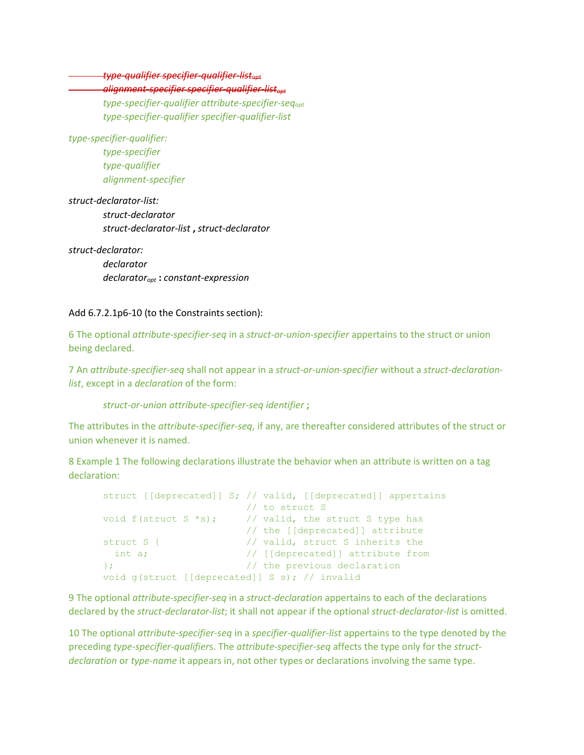~~*type-qualifier specifier-qualifier-list*$_{opt}$~~

~~*alignment-specifier specifier-qualifier-list*$_{opt}$~~

*type-specifier-qualifier attribute-specifier-seq*$_{opt}$

*type-specifier-qualifier specifier-qualifier-list*

*type-specifier-qualifier:*

*type-specifier*

*type-qualifier*

*alignment-specifier*

*struct-declarator-list:*

*struct-declarator*

*struct-declarator-list* **,** *struct-declarator*

*struct-declarator:*

*declarator*

*declarator*$_{opt}$ **:** *constant-expression*

Add 6.7.2.1p6-10 (to the Constraints section):

6 The optional *attribute-specifier-seq* in a *struct-or-union-specifier* appertains to the struct or union being declared.

7 An *attribute-specifier-seq* shall not appear in a *struct-or-union-specifier* without a *struct-declaration-list*, except in a *declaration* of the form:

*struct-or-union attribute-specifier-seq identifier* **;**

The attributes in the *attribute-specifier-seq*, if any, are thereafter considered attributes of the struct or union whenever it is named.

8 Example 1 The following declarations illustrate the behavior when an attribute is written on a tag declaration:

```
struct [[deprecated]] S; // valid, [[deprecated]] appertains
                         // to struct S
void f(struct S *s);     // valid, the struct S type has
                         // the [[deprecated]] attribute
struct S {               // valid, struct S inherits the
  int a;                 // [[deprecated]] attribute from
};                       // the previous declaration
void g(struct [[deprecated]] S s); // invalid
```

9 The optional *attribute-specifier-seq* in a *struct-declaration* appertains to each of the declarations declared by the *struct-declarator-list*; it shall not appear if the optional *struct-declarator-list* is omitted.

10 The optional *attribute-specifier-seq* in a *specifier-qualifier-list* appertains to the type denoted by the preceding *type-specifier-qualifier*s. The *attribute-specifier-seq* affects the type only for the *struct-declaration* or *type-name* it appears in, not other types or declarations involving the same type.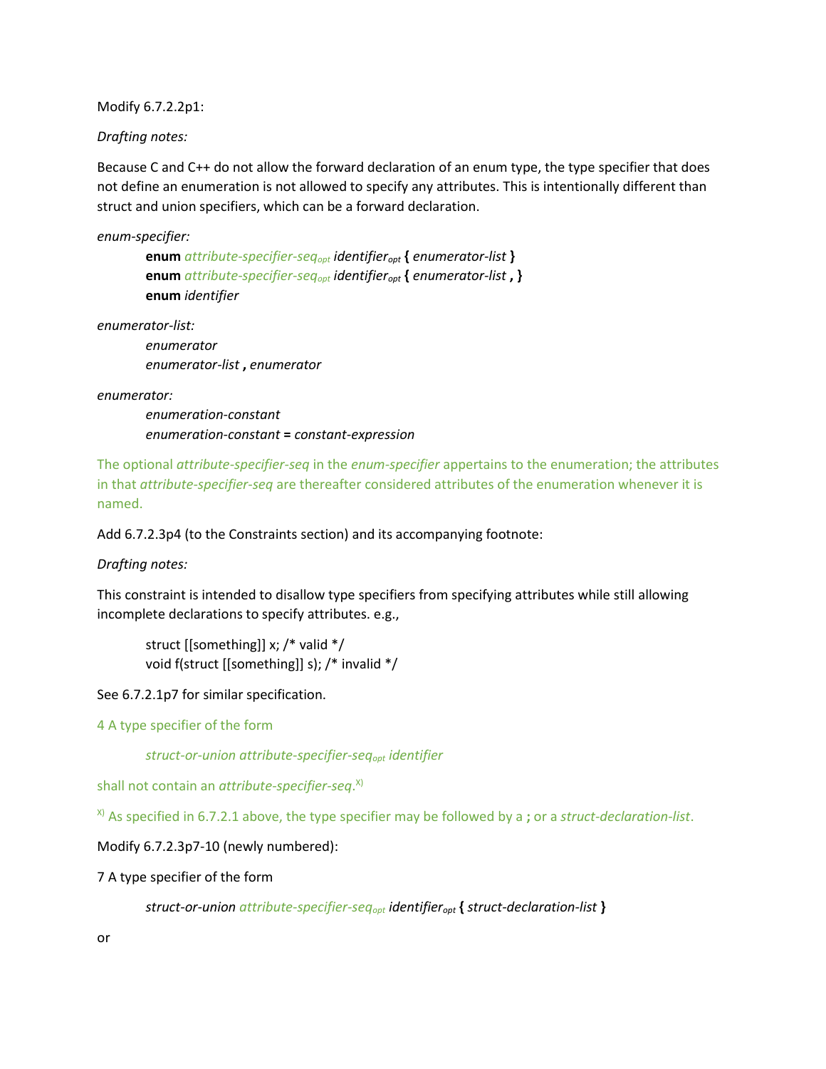Modify 6.7.2.2p1:

*Drafting notes:*

Because C and C++ do not allow the forward declaration of an enum type, the type specifier that does not define an enumeration is not allowed to specify any attributes. This is intentionally different than struct and union specifiers, which can be a forward declaration.

*enum-specifier:*

> **enum** *attribute-specifier-seq*$_{opt}$ *identifier*$_{opt}$ **{** *enumerator-list* **}**
> **enum** *attribute-specifier-seq*$_{opt}$ *identifier*$_{opt}$ **{** *enumerator-list* **, }**
> **enum** *identifier*

*enumerator-list:*

> *enumerator*
> *enumerator-list* **,** *enumerator*

*enumerator:*

> *enumeration-constant*
> *enumeration-constant* **=** *constant-expression*

The optional *attribute-specifier-seq* in the *enum-specifier* appertains to the enumeration; the attributes in that *attribute-specifier-seq* are thereafter considered attributes of the enumeration whenever it is named.

Add 6.7.2.3p4 (to the Constraints section) and its accompanying footnote:

*Drafting notes:*

This constraint is intended to disallow type specifiers from specifying attributes while still allowing incomplete declarations to specify attributes. e.g.,

```
struct [[something]] x; /* valid */
void f(struct [[something]] s); /* invalid */
```

See 6.7.2.1p7 for similar specification.

4 A type specifier of the form

> *struct-or-union attribute-specifier-seq*$_{opt}$ *identifier*

shall not contain an *attribute-specifier-seq*.[X)]

[X)] As specified in 6.7.2.1 above, the type specifier may be followed by a **;** or a *struct-declaration-list*.

Modify 6.7.2.3p7-10 (newly numbered):

7 A type specifier of the form

> *struct-or-union attribute-specifier-seq*$_{opt}$ *identifier*$_{opt}$ **{** *struct-declaration-list* **}**

or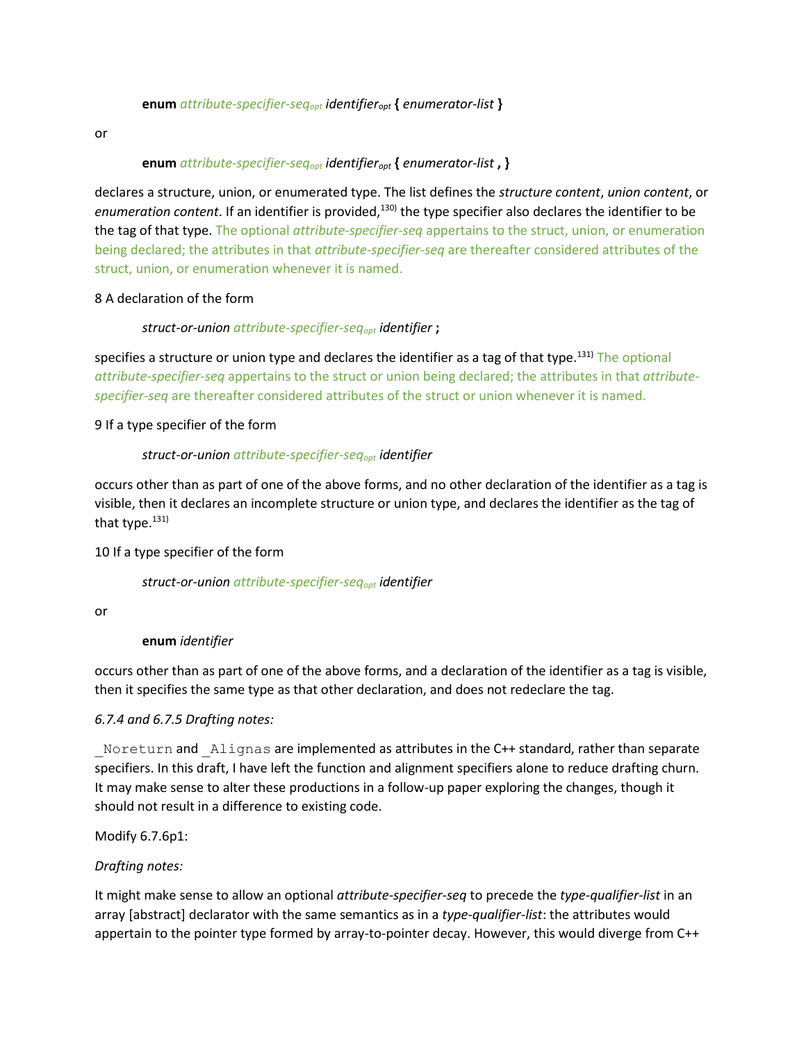**enum** *attribute-specifier-seq*$_{opt}$ *identifier*$_{opt}$ **{** *enumerator-list* **}**

or

**enum** *attribute-specifier-seq*$_{opt}$ *identifier*$_{opt}$ **{** *enumerator-list* **, }**

declares a structure, union, or enumerated type. The list defines the *structure content*, *union content*, or *enumeration content*. If an identifier is provided,[130)] the type specifier also declares the identifier to be the tag of that type. The optional *attribute-specifier-seq* appertains to the struct, union, or enumeration being declared; the attributes in that *attribute-specifier-seq* are thereafter considered attributes of the struct, union, or enumeration whenever it is named.

8 A declaration of the form

*struct-or-union* *attribute-specifier-seq*$_{opt}$ *identifier* **;**

specifies a structure or union type and declares the identifier as a tag of that type.[131)] The optional *attribute-specifier-seq* appertains to the struct or union being declared; the attributes in that *attribute-specifier-seq* are thereafter considered attributes of the struct or union whenever it is named.

9 If a type specifier of the form

*struct-or-union* *attribute-specifier-seq*$_{opt}$ *identifier*

occurs other than as part of one of the above forms, and no other declaration of the identifier as a tag is visible, then it declares an incomplete structure or union type, and declares the identifier as the tag of that type.[131)]

10 If a type specifier of the form

*struct-or-union* *attribute-specifier-seq*$_{opt}$ *identifier*

or

**enum** *identifier*

occurs other than as part of one of the above forms, and a declaration of the identifier as a tag is visible, then it specifies the same type as that other declaration, and does not redeclare the tag.

*6.7.4 and 6.7.5 Drafting notes:*

`_Noreturn` and `_Alignas` are implemented as attributes in the C++ standard, rather than separate specifiers. In this draft, I have left the function and alignment specifiers alone to reduce drafting churn. It may make sense to alter these productions in a follow-up paper exploring the changes, though it should not result in a difference to existing code.

Modify 6.7.6p1:

*Drafting notes:*

It might make sense to allow an optional *attribute-specifier-seq* to precede the *type-qualifier-list* in an array [abstract] declarator with the same semantics as in a *type-qualifier-list*: the attributes would appertain to the pointer type formed by array-to-pointer decay. However, this would diverge from C++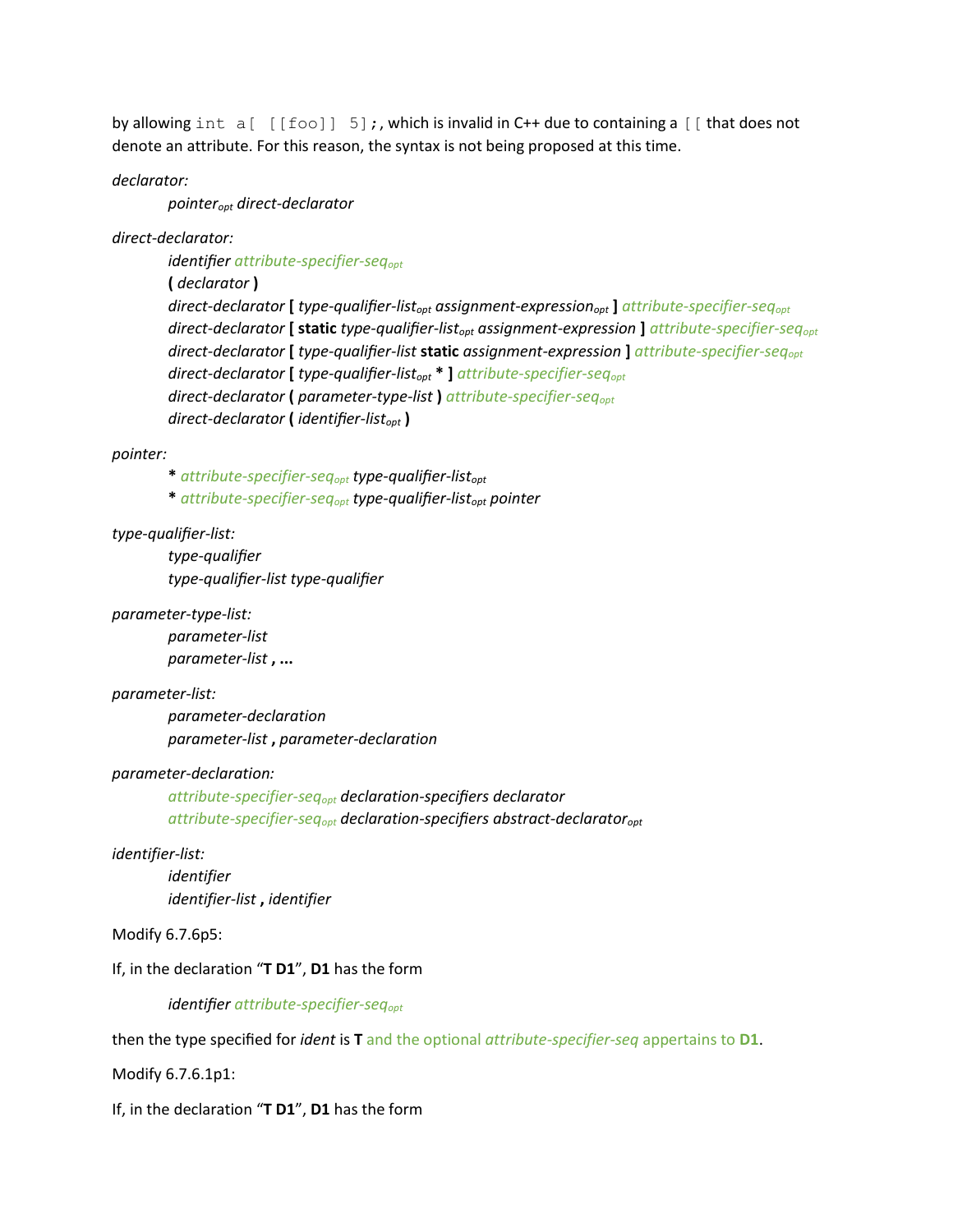by allowing `int a[ [[foo]] 5];`, which is invalid in C++ due to containing a `[[` that does not denote an attribute. For this reason, the syntax is not being proposed at this time.

*declarator:*

*pointer$_{opt}$ direct-declarator*

*direct-declarator:*

*identifier attribute-specifier-seq$_{opt}$*
**(** *declarator* **)**
*direct-declarator* **[** *type-qualifier-list$_{opt}$ assignment-expression$_{opt}$* **]** *attribute-specifier-seq$_{opt}$*
*direct-declarator* **[ static** *type-qualifier-list$_{opt}$ assignment-expression* **]** *attribute-specifier-seq$_{opt}$*
*direct-declarator* **[** *type-qualifier-list* **static** *assignment-expression* **]** *attribute-specifier-seq$_{opt}$*
*direct-declarator* **[** *type-qualifier-list$_{opt}$* **\* ]** *attribute-specifier-seq$_{opt}$*
*direct-declarator* **(** *parameter-type-list* **)** *attribute-specifier-seq$_{opt}$*
*direct-declarator* **(** *identifier-list$_{opt}$* **)**

*pointer:*

**\*** *attribute-specifier-seq$_{opt}$ type-qualifier-list$_{opt}$*
**\*** *attribute-specifier-seq$_{opt}$ type-qualifier-list$_{opt}$ pointer*

*type-qualifier-list:*

*type-qualifier*
*type-qualifier-list type-qualifier*

*parameter-type-list:*

*parameter-list*
*parameter-list* **, ...**

*parameter-list:*

*parameter-declaration*
*parameter-list* **,** *parameter-declaration*

*parameter-declaration:*

*attribute-specifier-seq$_{opt}$ declaration-specifiers declarator*
*attribute-specifier-seq$_{opt}$ declaration-specifiers abstract-declarator$_{opt}$*

*identifier-list:*

*identifier*
*identifier-list* **,** *identifier*

Modify 6.7.6p5:

If, in the declaration "**T D1**", **D1** has the form

*identifier attribute-specifier-seq$_{opt}$*

then the type specified for *ident* is **T** and the optional *attribute-specifier-seq* appertains to **D1**.

Modify 6.7.6.1p1:

If, in the declaration "**T D1**", **D1** has the form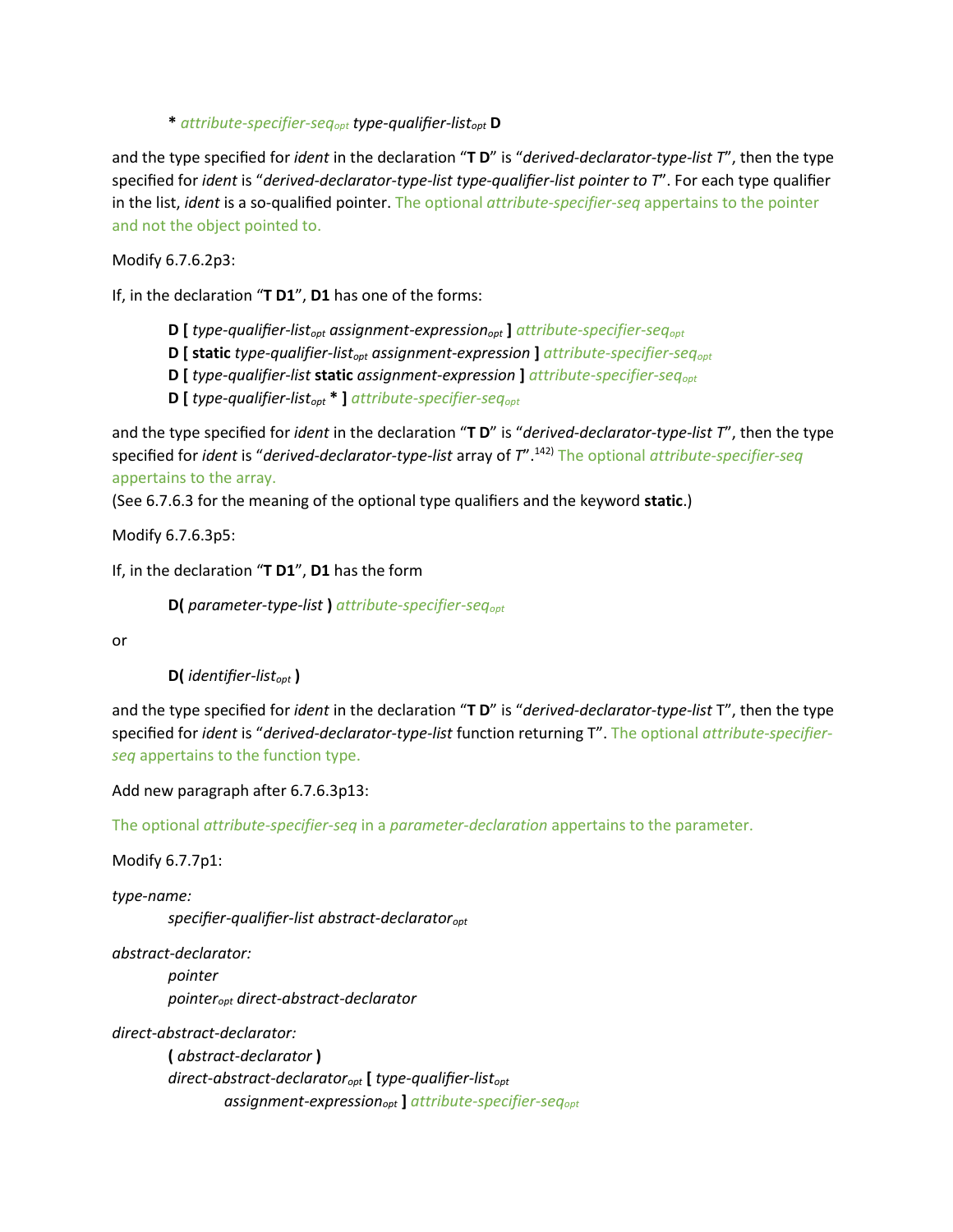**\*** *attribute-specifier-seq$_{opt}$* *type-qualifier-list$_{opt}$* **D**

and the type specified for *ident* in the declaration "**T D**" is "*derived-declarator-type-list T*", then the type specified for *ident* is "*derived-declarator-type-list type-qualifier-list pointer to T*". For each type qualifier in the list, *ident* is a so-qualified pointer. The optional *attribute-specifier-seq* appertains to the pointer and not the object pointed to.

Modify 6.7.6.2p3:

If, in the declaration "**T D1**", **D1** has one of the forms:

> **D [** *type-qualifier-list$_{opt}$* *assignment-expression$_{opt}$* **]** *attribute-specifier-seq$_{opt}$*
> **D [ static** *type-qualifier-list$_{opt}$* *assignment-expression* **]** *attribute-specifier-seq$_{opt}$*
> **D [** *type-qualifier-list* **static** *assignment-expression* **]** *attribute-specifier-seq$_{opt}$*
> **D [** *type-qualifier-list$_{opt}$* **\* ]** *attribute-specifier-seq$_{opt}$*

and the type specified for *ident* in the declaration "**T D**" is "*derived-declarator-type-list T*", then the type specified for *ident* is "*derived-declarator-type-list* array of *T*".[142] The optional *attribute-specifier-seq* appertains to the array.
(See 6.7.6.3 for the meaning of the optional type qualifiers and the keyword **static**.)

Modify 6.7.6.3p5:

If, in the declaration "**T D1**", **D1** has the form

> **D(** *parameter-type-list* **)** *attribute-specifier-seq$_{opt}$*

or

> **D(** *identifier-list$_{opt}$* **)**

and the type specified for *ident* in the declaration "**T D**" is "*derived-declarator-type-list* T", then the type specified for *ident* is "*derived-declarator-type-list* function returning T". The optional *attribute-specifier-seq* appertains to the function type.

Add new paragraph after 6.7.6.3p13:

The optional *attribute-specifier-seq* in a *parameter-declaration* appertains to the parameter.

Modify 6.7.7p1:

*type-name:*
> *specifier-qualifier-list abstract-declarator$_{opt}$*

*abstract-declarator:*
> *pointer*
> *pointer$_{opt}$* *direct-abstract-declarator*

*direct-abstract-declarator:*
> **(** *abstract-declarator* **)**
> *direct-abstract-declarator$_{opt}$* **[** *type-qualifier-list$_{opt}$*
> *assignment-expression$_{opt}$* **]** *attribute-specifier-seq$_{opt}$*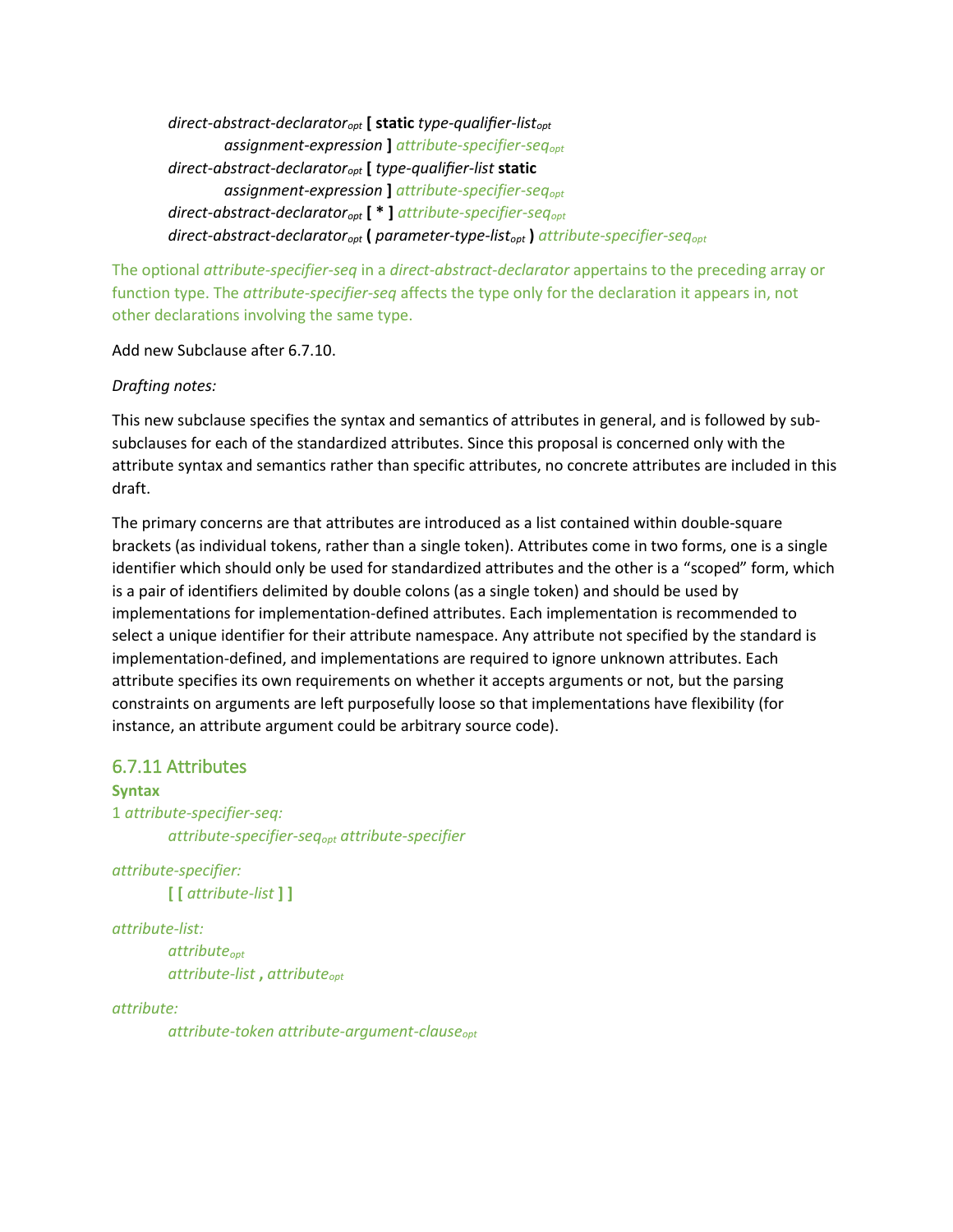*direct-abstract-declarator<sub>opt</sub>* **[ static** *type-qualifier-list<sub>opt</sub>*
  *assignment-expression* **]** *attribute-specifier-seq<sub>opt</sub>*
*direct-abstract-declarator<sub>opt</sub>* **[** *type-qualifier-list* **static**
  *assignment-expression* **]** *attribute-specifier-seq<sub>opt</sub>*
*direct-abstract-declarator<sub>opt</sub>* **[ * ]** *attribute-specifier-seq<sub>opt</sub>*
*direct-abstract-declarator<sub>opt</sub>* **(** *parameter-type-list<sub>opt</sub>* **)** *attribute-specifier-seq<sub>opt</sub>*

The optional *attribute-specifier-seq* in a *direct-abstract-declarator* appertains to the preceding array or function type. The *attribute-specifier-seq* affects the type only for the declaration it appears in, not other declarations involving the same type.

Add new Subclause after 6.7.10.

*Drafting notes:*

This new subclause specifies the syntax and semantics of attributes in general, and is followed by sub-subclauses for each of the standardized attributes. Since this proposal is concerned only with the attribute syntax and semantics rather than specific attributes, no concrete attributes are included in this draft.

The primary concerns are that attributes are introduced as a list contained within double-square brackets (as individual tokens, rather than a single token). Attributes come in two forms, one is a single identifier which should only be used for standardized attributes and the other is a "scoped" form, which is a pair of identifiers delimited by double colons (as a single token) and should be used by implementations for implementation-defined attributes. Each implementation is recommended to select a unique identifier for their attribute namespace. Any attribute not specified by the standard is implementation-defined, and implementations are required to ignore unknown attributes. Each attribute specifies its own requirements on whether it accepts arguments or not, but the parsing constraints on arguments are left purposefully loose so that implementations have flexibility (for instance, an attribute argument could be arbitrary source code).

## 6.7.11 Attributes

**Syntax**

1 *attribute-specifier-seq:*
  *attribute-specifier-seq<sub>opt</sub> attribute-specifier*

*attribute-specifier:*
  **[ [** *attribute-list* **] ]**

*attribute-list:*
  *attribute<sub>opt</sub>*
  *attribute-list* **,** *attribute<sub>opt</sub>*

*attribute:*
  *attribute-token attribute-argument-clause<sub>opt</sub>*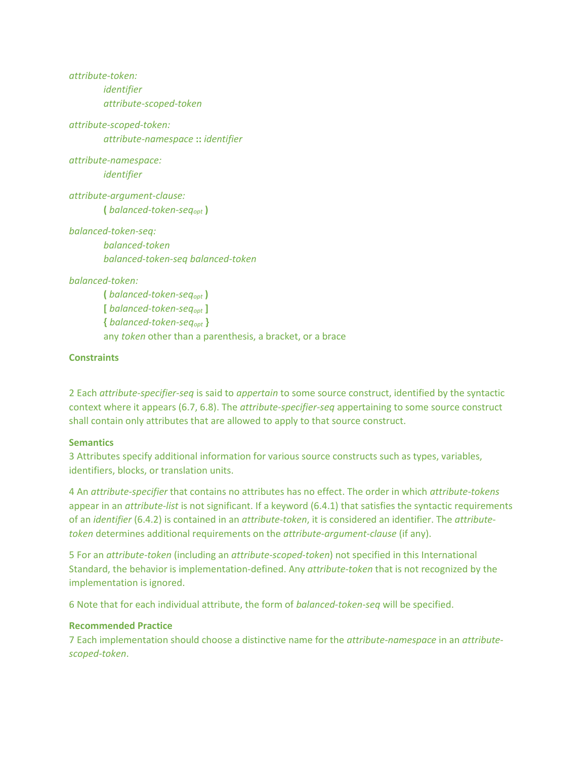*attribute-token:*
*identifier*
*attribute-scoped-token*

*attribute-scoped-token:*
*attribute-namespace* **::** *identifier*

*attribute-namespace:*
*identifier*

*attribute-argument-clause:*
**(** *balanced-token-seq$_{opt}$* **)**

*balanced-token-seq:*
*balanced-token*
*balanced-token-seq balanced-token*

*balanced-token:*
**(** *balanced-token-seq$_{opt}$* **)**
**[** *balanced-token-seq$_{opt}$* **]**
**{** *balanced-token-seq$_{opt}$* **}**
any *token* other than a parenthesis, a bracket, or a brace

**Constraints**

2 Each *attribute-specifier-seq* is said to *appertain* to some source construct, identified by the syntactic context where it appears (6.7, 6.8). The *attribute-specifier-seq* appertaining to some source construct shall contain only attributes that are allowed to apply to that source construct.

**Semantics**

3 Attributes specify additional information for various source constructs such as types, variables, identifiers, blocks, or translation units.

4 An *attribute-specifier* that contains no attributes has no effect. The order in which *attribute-tokens* appear in an *attribute-list* is not significant. If a keyword (6.4.1) that satisfies the syntactic requirements of an *identifier* (6.4.2) is contained in an *attribute-token*, it is considered an identifier. The *attribute-token* determines additional requirements on the *attribute-argument-clause* (if any).

5 For an *attribute-token* (including an *attribute-scoped-token*) not specified in this International Standard, the behavior is implementation-defined. Any *attribute-token* that is not recognized by the implementation is ignored.

6 Note that for each individual attribute, the form of *balanced-token-seq* will be specified.

**Recommended Practice**

7 Each implementation should choose a distinctive name for the *attribute-namespace* in an *attribute-scoped-token*.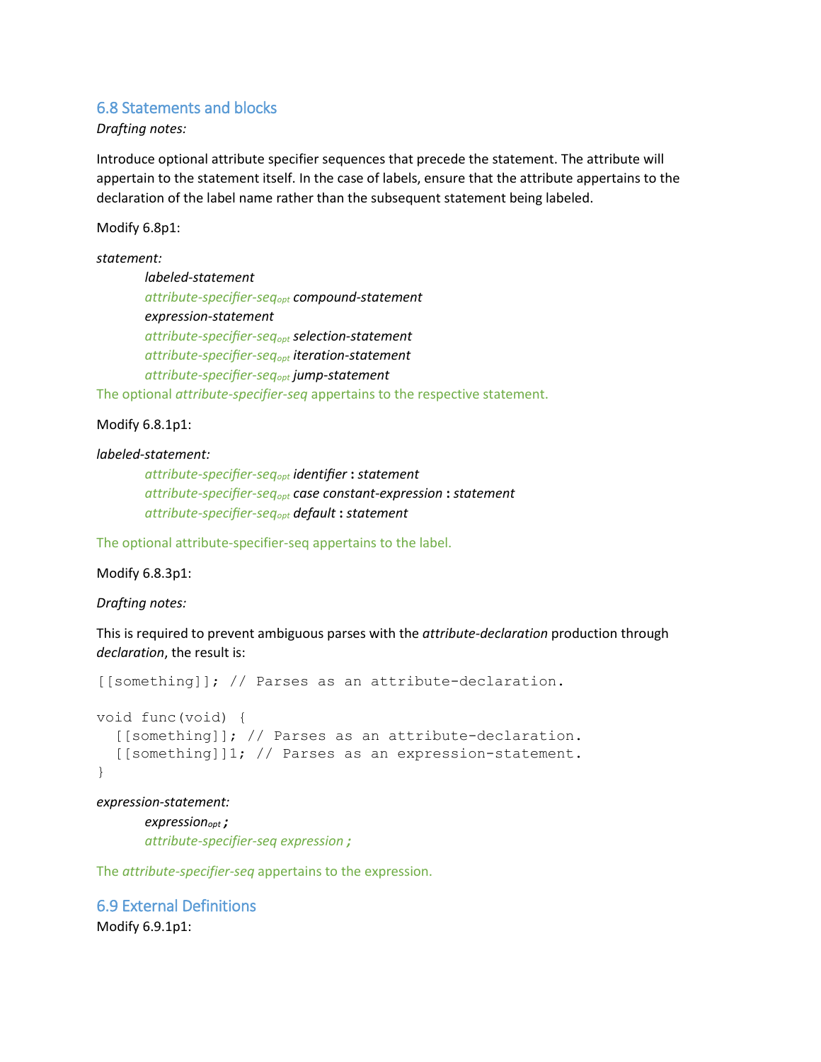## 6.8 Statements and blocks

*Drafting notes:*

Introduce optional attribute specifier sequences that precede the statement. The attribute will appertain to the statement itself. In the case of labels, ensure that the attribute appertains to the declaration of the label name rather than the subsequent statement being labeled.

Modify 6.8p1:

*statement:*

> *labeled-statement*
> *attribute-specifier-seq$_{opt}$ compound-statement*
> *expression-statement*
> *attribute-specifier-seq$_{opt}$ selection-statement*
> *attribute-specifier-seq$_{opt}$ iteration-statement*
> *attribute-specifier-seq$_{opt}$ jump-statement*

The optional *attribute-specifier-seq* appertains to the respective statement.

Modify 6.8.1p1:

*labeled-statement:*

> *attribute-specifier-seq$_{opt}$ identifier* **:** *statement*
> *attribute-specifier-seq$_{opt}$ case constant-expression* **:** *statement*
> *attribute-specifier-seq$_{opt}$ default* **:** *statement*

The optional attribute-specifier-seq appertains to the label.

Modify 6.8.3p1:

*Drafting notes:*

This is required to prevent ambiguous parses with the *attribute-declaration* production through *declaration*, the result is:

```
[[something]]; // Parses as an attribute-declaration.

void func(void) {
  [[something]]; // Parses as an attribute-declaration.
  [[something]]1; // Parses as an expression-statement.
}
```

*expression-statement:*

> *expression$_{opt}$* **;**
> *attribute-specifier-seq expression* **;**

The *attribute-specifier-seq* appertains to the expression.

## 6.9 External Definitions

Modify 6.9.1p1: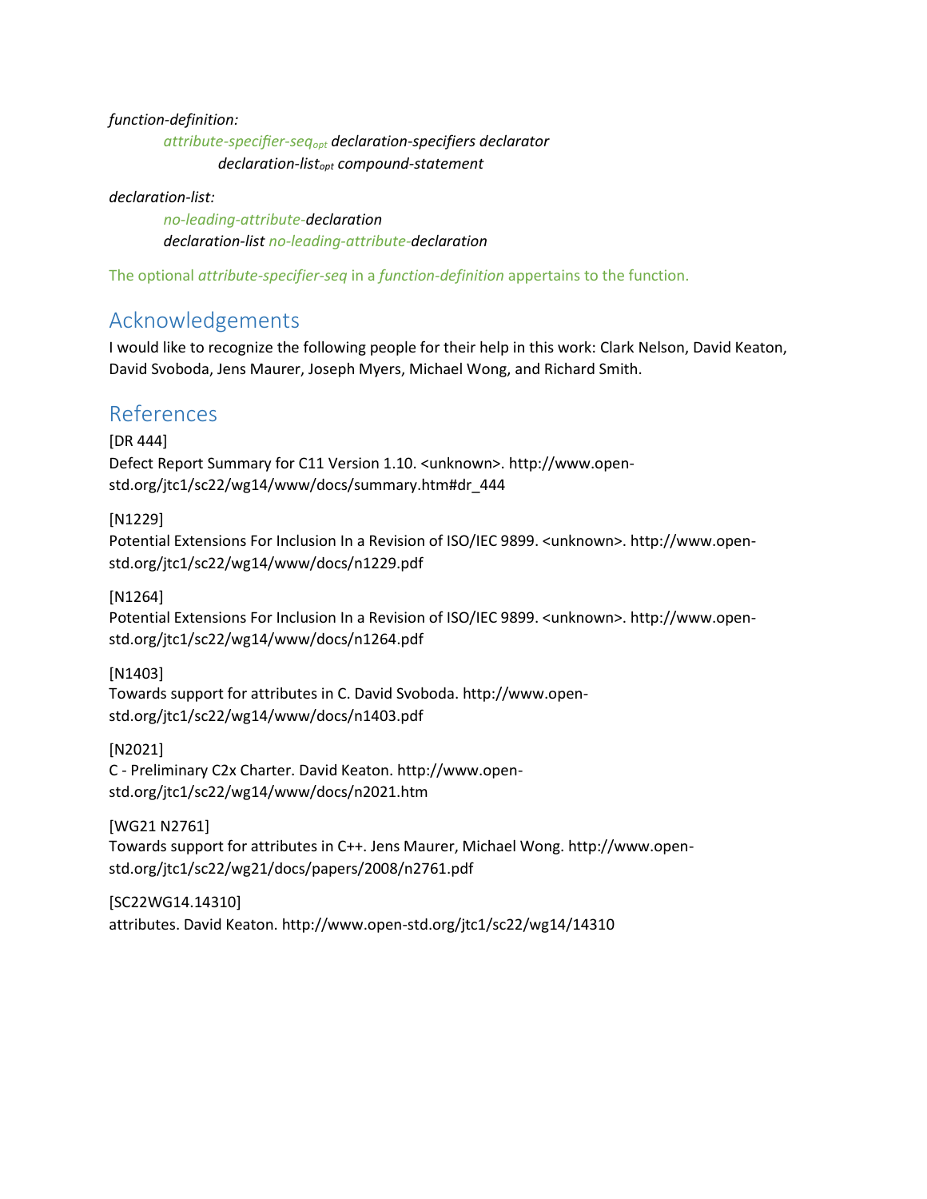*function-definition:*

&nbsp;&nbsp;&nbsp;&nbsp;*attribute-specifier-seq$_{opt}$ declaration-specifiers declarator*
&nbsp;&nbsp;&nbsp;&nbsp;&nbsp;&nbsp;&nbsp;&nbsp;*declaration-list$_{opt}$ compound-statement*

*declaration-list:*

&nbsp;&nbsp;&nbsp;&nbsp;*no-leading-attribute-declaration*
&nbsp;&nbsp;&nbsp;&nbsp;*declaration-list no-leading-attribute-declaration*

The optional *attribute-specifier-seq* in a *function-definition* appertains to the function.

## Acknowledgements

I would like to recognize the following people for their help in this work: Clark Nelson, David Keaton, David Svoboda, Jens Maurer, Joseph Myers, Michael Wong, and Richard Smith.

## References

[DR 444]
Defect Report Summary for C11 Version 1.10. <unknown>. http://www.open-std.org/jtc1/sc22/wg14/www/docs/summary.htm#dr_444

[N1229]
Potential Extensions For Inclusion In a Revision of ISO/IEC 9899. <unknown>. http://www.open-std.org/jtc1/sc22/wg14/www/docs/n1229.pdf

[N1264]
Potential Extensions For Inclusion In a Revision of ISO/IEC 9899. <unknown>. http://www.open-std.org/jtc1/sc22/wg14/www/docs/n1264.pdf

[N1403]
Towards support for attributes in C. David Svoboda. http://www.open-std.org/jtc1/sc22/wg14/www/docs/n1403.pdf

[N2021]
C - Preliminary C2x Charter. David Keaton. http://www.open-std.org/jtc1/sc22/wg14/www/docs/n2021.htm

[WG21 N2761]
Towards support for attributes in C++. Jens Maurer, Michael Wong. http://www.open-std.org/jtc1/sc22/wg21/docs/papers/2008/n2761.pdf

[SC22WG14.14310]
attributes. David Keaton. http://www.open-std.org/jtc1/sc22/wg14/14310